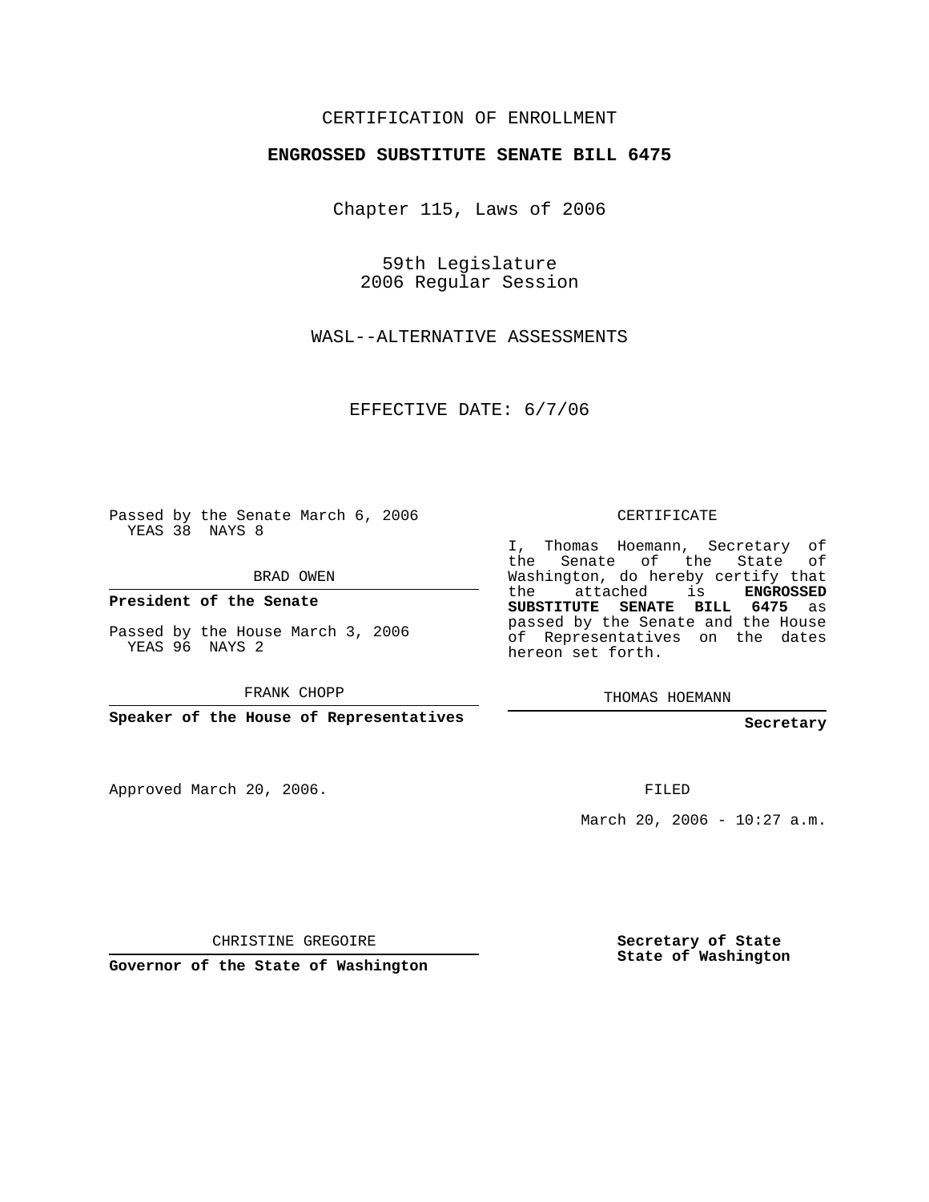CERTIFICATION OF ENROLLMENT

**ENGROSSED SUBSTITUTE SENATE BILL 6475**

Chapter 115, Laws of 2006

59th Legislature
2006 Regular Session

WASL--ALTERNATIVE ASSESSMENTS

EFFECTIVE DATE: 6/7/06

Passed by the Senate March 6, 2006
YEAS 38 NAYS 8

BRAD OWEN

**President of the Senate**

Passed by the House March 3, 2006
YEAS 96 NAYS 2

FRANK CHOPP

**Speaker of the House of Representatives**

Approved March 20, 2006.

CHRISTINE GREGOIRE

**Governor of the State of Washington**

CERTIFICATE

I, Thomas Hoemann, Secretary of the Senate of the State of Washington, do hereby certify that the attached is **ENGROSSED SUBSTITUTE SENATE BILL 6475** as passed by the Senate and the House of Representatives on the dates hereon set forth.

THOMAS HOEMANN

**Secretary**

FILED

March 20, 2006 - 10:27 a.m.

**Secretary of State**
**State of Washington**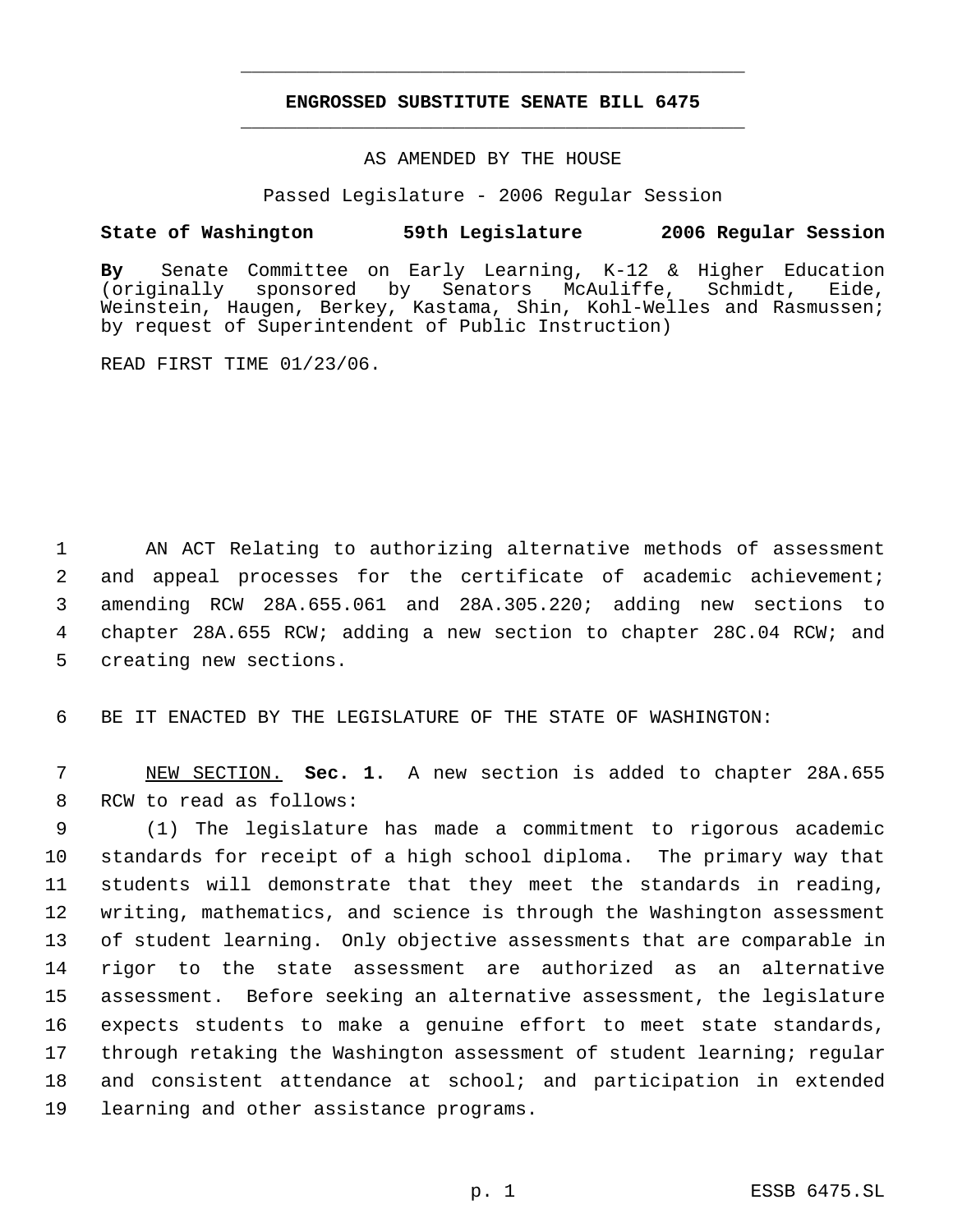# ENGROSSED SUBSTITUTE SENATE BILL 6475

AS AMENDED BY THE HOUSE

Passed Legislature - 2006 Regular Session

**State of Washington 59th Legislature 2006 Regular Session**

**By** Senate Committee on Early Learning, K-12 & Higher Education (originally sponsored by Senators McAuliffe, Schmidt, Eide, Weinstein, Haugen, Berkey, Kastama, Shin, Kohl-Welles and Rasmussen; by request of Superintendent of Public Instruction)

READ FIRST TIME 01/23/06.

AN ACT Relating to authorizing alternative methods of assessment and appeal processes for the certificate of academic achievement; amending RCW 28A.655.061 and 28A.305.220; adding new sections to chapter 28A.655 RCW; adding a new section to chapter 28C.04 RCW; and creating new sections.

BE IT ENACTED BY THE LEGISLATURE OF THE STATE OF WASHINGTON:

NEW SECTION. **Sec. 1.** A new section is added to chapter 28A.655 RCW to read as follows:

(1) The legislature has made a commitment to rigorous academic standards for receipt of a high school diploma. The primary way that students will demonstrate that they meet the standards in reading, writing, mathematics, and science is through the Washington assessment of student learning. Only objective assessments that are comparable in rigor to the state assessment are authorized as an alternative assessment. Before seeking an alternative assessment, the legislature expects students to make a genuine effort to meet state standards, through retaking the Washington assessment of student learning; regular and consistent attendance at school; and participation in extended learning and other assistance programs.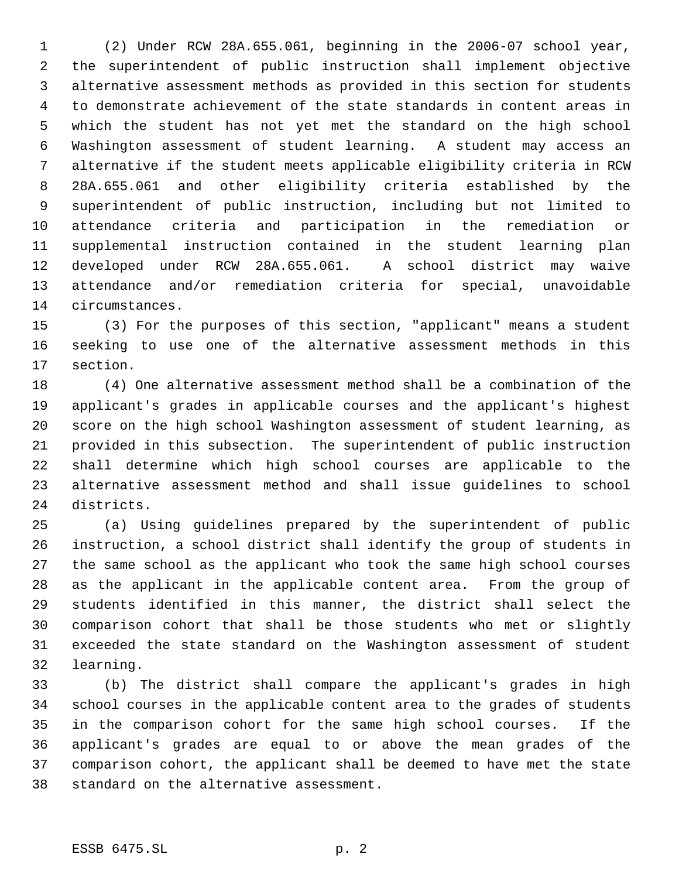(2) Under RCW 28A.655.061, beginning in the 2006-07 school year, the superintendent of public instruction shall implement objective alternative assessment methods as provided in this section for students to demonstrate achievement of the state standards in content areas in which the student has not yet met the standard on the high school Washington assessment of student learning. A student may access an alternative if the student meets applicable eligibility criteria in RCW 28A.655.061 and other eligibility criteria established by the superintendent of public instruction, including but not limited to attendance criteria and participation in the remediation or supplemental instruction contained in the student learning plan developed under RCW 28A.655.061. A school district may waive attendance and/or remediation criteria for special, unavoidable circumstances.

(3) For the purposes of this section, "applicant" means a student seeking to use one of the alternative assessment methods in this section.

(4) One alternative assessment method shall be a combination of the applicant's grades in applicable courses and the applicant's highest score on the high school Washington assessment of student learning, as provided in this subsection. The superintendent of public instruction shall determine which high school courses are applicable to the alternative assessment method and shall issue guidelines to school districts.

(a) Using guidelines prepared by the superintendent of public instruction, a school district shall identify the group of students in the same school as the applicant who took the same high school courses as the applicant in the applicable content area. From the group of students identified in this manner, the district shall select the comparison cohort that shall be those students who met or slightly exceeded the state standard on the Washington assessment of student learning.

(b) The district shall compare the applicant's grades in high school courses in the applicable content area to the grades of students in the comparison cohort for the same high school courses. If the applicant's grades are equal to or above the mean grades of the comparison cohort, the applicant shall be deemed to have met the state standard on the alternative assessment.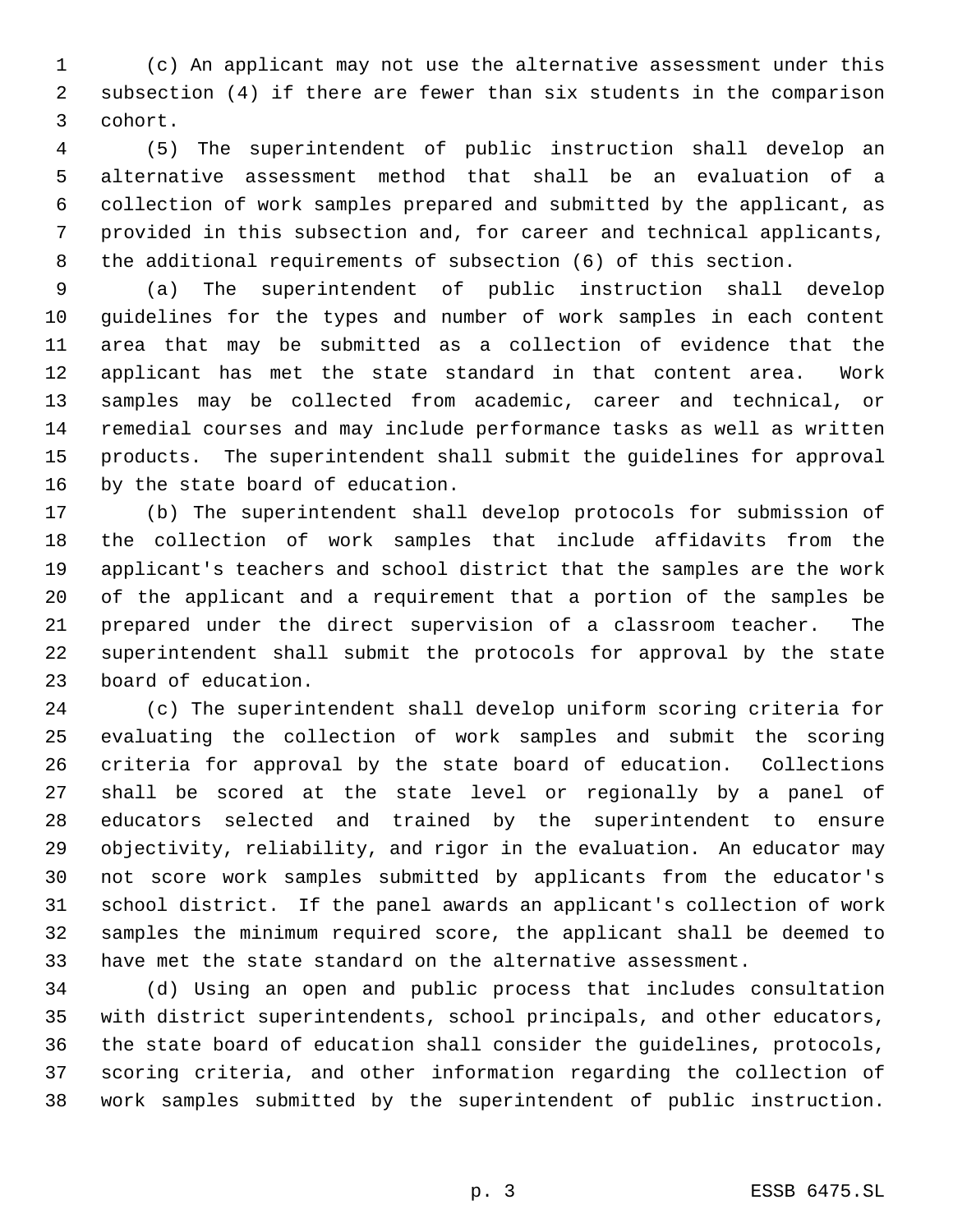(c) An applicant may not use the alternative assessment under this subsection (4) if there are fewer than six students in the comparison cohort.

(5) The superintendent of public instruction shall develop an alternative assessment method that shall be an evaluation of a collection of work samples prepared and submitted by the applicant, as provided in this subsection and, for career and technical applicants, the additional requirements of subsection (6) of this section.

(a) The superintendent of public instruction shall develop guidelines for the types and number of work samples in each content area that may be submitted as a collection of evidence that the applicant has met the state standard in that content area. Work samples may be collected from academic, career and technical, or remedial courses and may include performance tasks as well as written products. The superintendent shall submit the guidelines for approval by the state board of education.

(b) The superintendent shall develop protocols for submission of the collection of work samples that include affidavits from the applicant's teachers and school district that the samples are the work of the applicant and a requirement that a portion of the samples be prepared under the direct supervision of a classroom teacher. The superintendent shall submit the protocols for approval by the state board of education.

(c) The superintendent shall develop uniform scoring criteria for evaluating the collection of work samples and submit the scoring criteria for approval by the state board of education. Collections shall be scored at the state level or regionally by a panel of educators selected and trained by the superintendent to ensure objectivity, reliability, and rigor in the evaluation. An educator may not score work samples submitted by applicants from the educator's school district. If the panel awards an applicant's collection of work samples the minimum required score, the applicant shall be deemed to have met the state standard on the alternative assessment.

(d) Using an open and public process that includes consultation with district superintendents, school principals, and other educators, the state board of education shall consider the guidelines, protocols, scoring criteria, and other information regarding the collection of work samples submitted by the superintendent of public instruction.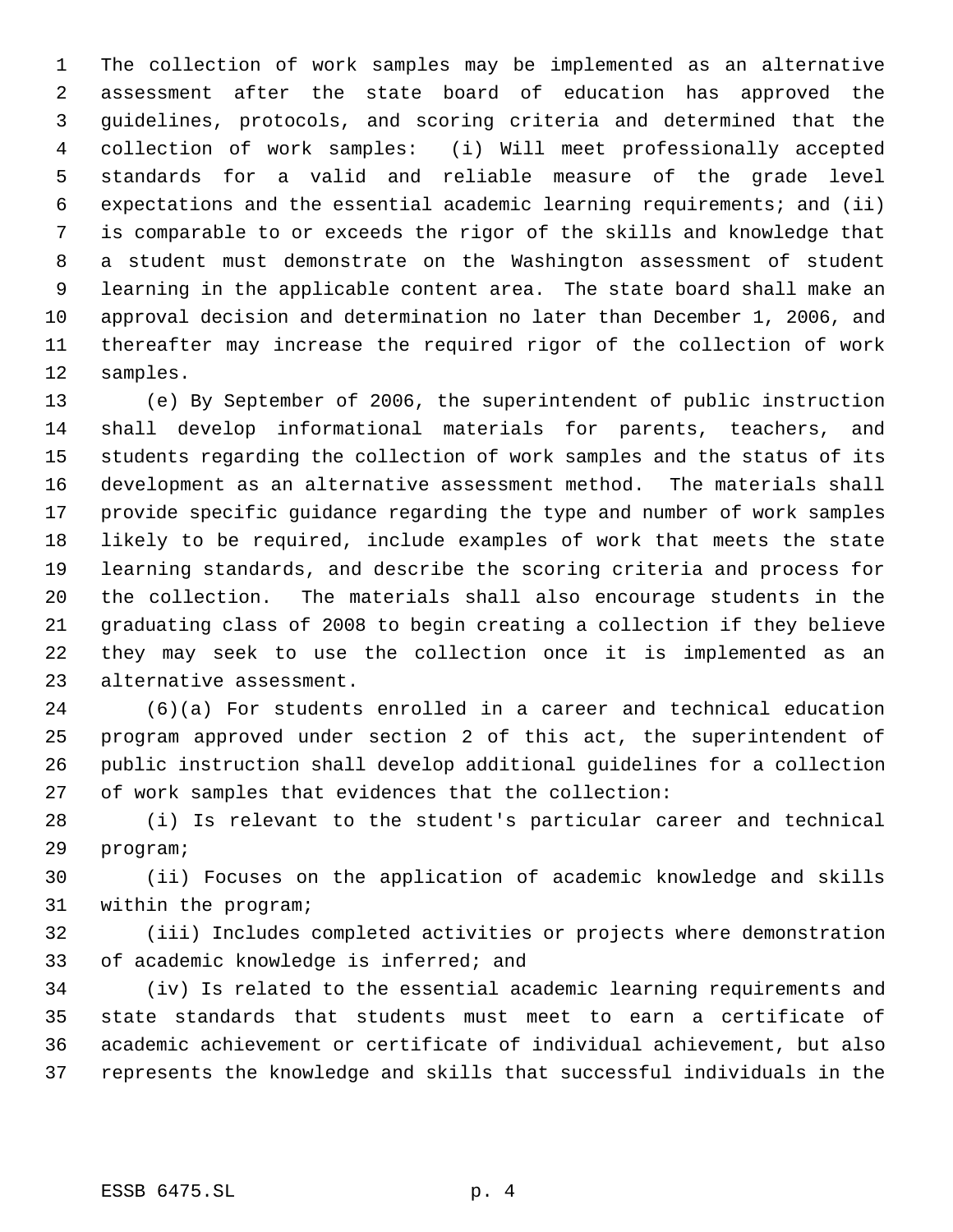The collection of work samples may be implemented as an alternative assessment after the state board of education has approved the guidelines, protocols, and scoring criteria and determined that the collection of work samples: (i) Will meet professionally accepted standards for a valid and reliable measure of the grade level expectations and the essential academic learning requirements; and (ii) is comparable to or exceeds the rigor of the skills and knowledge that a student must demonstrate on the Washington assessment of student learning in the applicable content area. The state board shall make an approval decision and determination no later than December 1, 2006, and thereafter may increase the required rigor of the collection of work samples.

(e) By September of 2006, the superintendent of public instruction shall develop informational materials for parents, teachers, and students regarding the collection of work samples and the status of its development as an alternative assessment method. The materials shall provide specific guidance regarding the type and number of work samples likely to be required, include examples of work that meets the state learning standards, and describe the scoring criteria and process for the collection. The materials shall also encourage students in the graduating class of 2008 to begin creating a collection if they believe they may seek to use the collection once it is implemented as an alternative assessment.

(6)(a) For students enrolled in a career and technical education program approved under section 2 of this act, the superintendent of public instruction shall develop additional guidelines for a collection of work samples that evidences that the collection:

(i) Is relevant to the student's particular career and technical program;

(ii) Focuses on the application of academic knowledge and skills within the program;

(iii) Includes completed activities or projects where demonstration of academic knowledge is inferred; and

(iv) Is related to the essential academic learning requirements and state standards that students must meet to earn a certificate of academic achievement or certificate of individual achievement, but also represents the knowledge and skills that successful individuals in the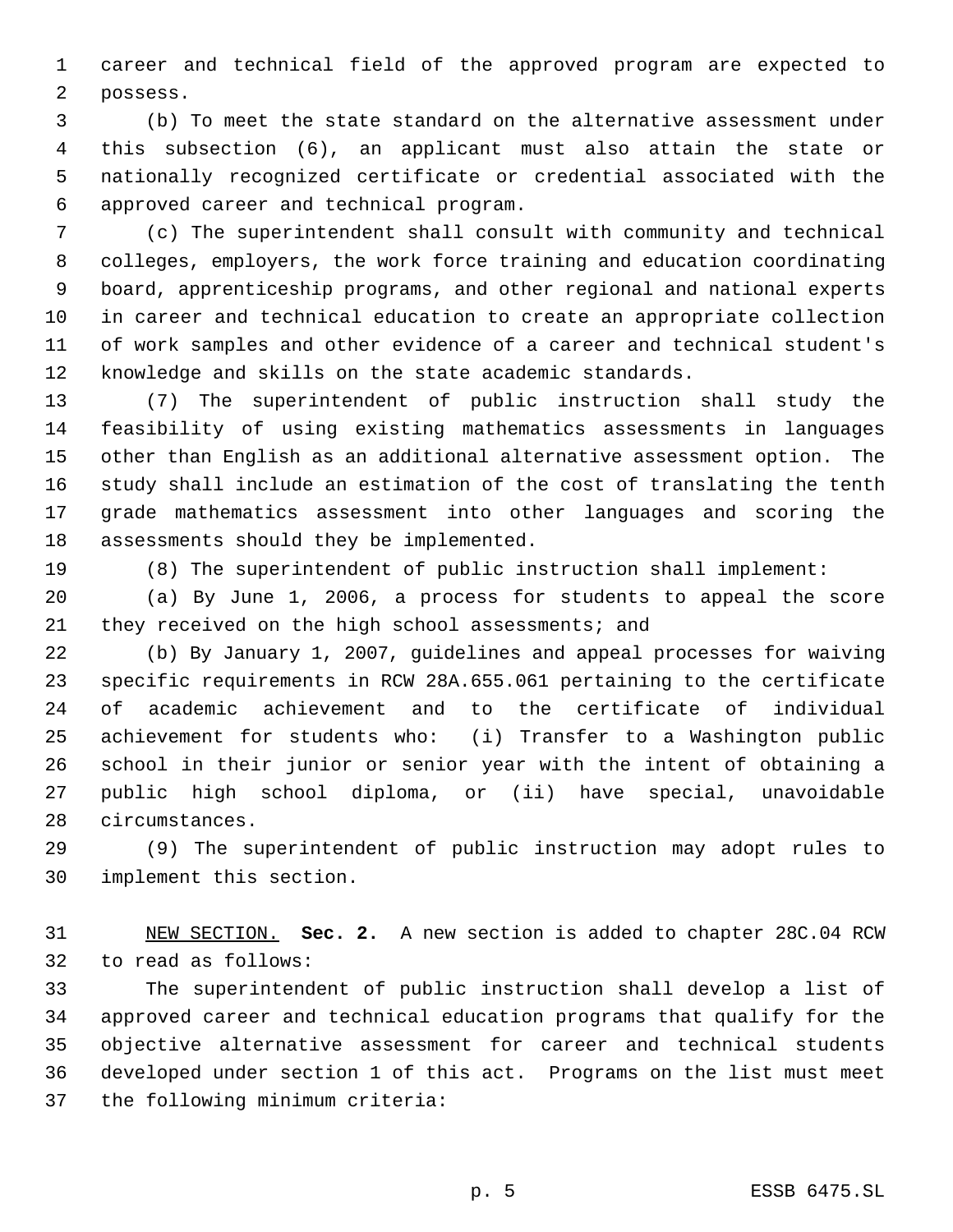career and technical field of the approved program are expected to possess.

(b) To meet the state standard on the alternative assessment under this subsection (6), an applicant must also attain the state or nationally recognized certificate or credential associated with the approved career and technical program.

(c) The superintendent shall consult with community and technical colleges, employers, the work force training and education coordinating board, apprenticeship programs, and other regional and national experts in career and technical education to create an appropriate collection of work samples and other evidence of a career and technical student's knowledge and skills on the state academic standards.

(7) The superintendent of public instruction shall study the feasibility of using existing mathematics assessments in languages other than English as an additional alternative assessment option. The study shall include an estimation of the cost of translating the tenth grade mathematics assessment into other languages and scoring the assessments should they be implemented.

(8) The superintendent of public instruction shall implement:

(a) By June 1, 2006, a process for students to appeal the score they received on the high school assessments; and

(b) By January 1, 2007, guidelines and appeal processes for waiving specific requirements in RCW 28A.655.061 pertaining to the certificate of academic achievement and to the certificate of individual achievement for students who: (i) Transfer to a Washington public school in their junior or senior year with the intent of obtaining a public high school diploma, or (ii) have special, unavoidable circumstances.

(9) The superintendent of public instruction may adopt rules to implement this section.

NEW SECTION. **Sec. 2.** A new section is added to chapter 28C.04 RCW to read as follows:

The superintendent of public instruction shall develop a list of approved career and technical education programs that qualify for the objective alternative assessment for career and technical students developed under section 1 of this act. Programs on the list must meet the following minimum criteria: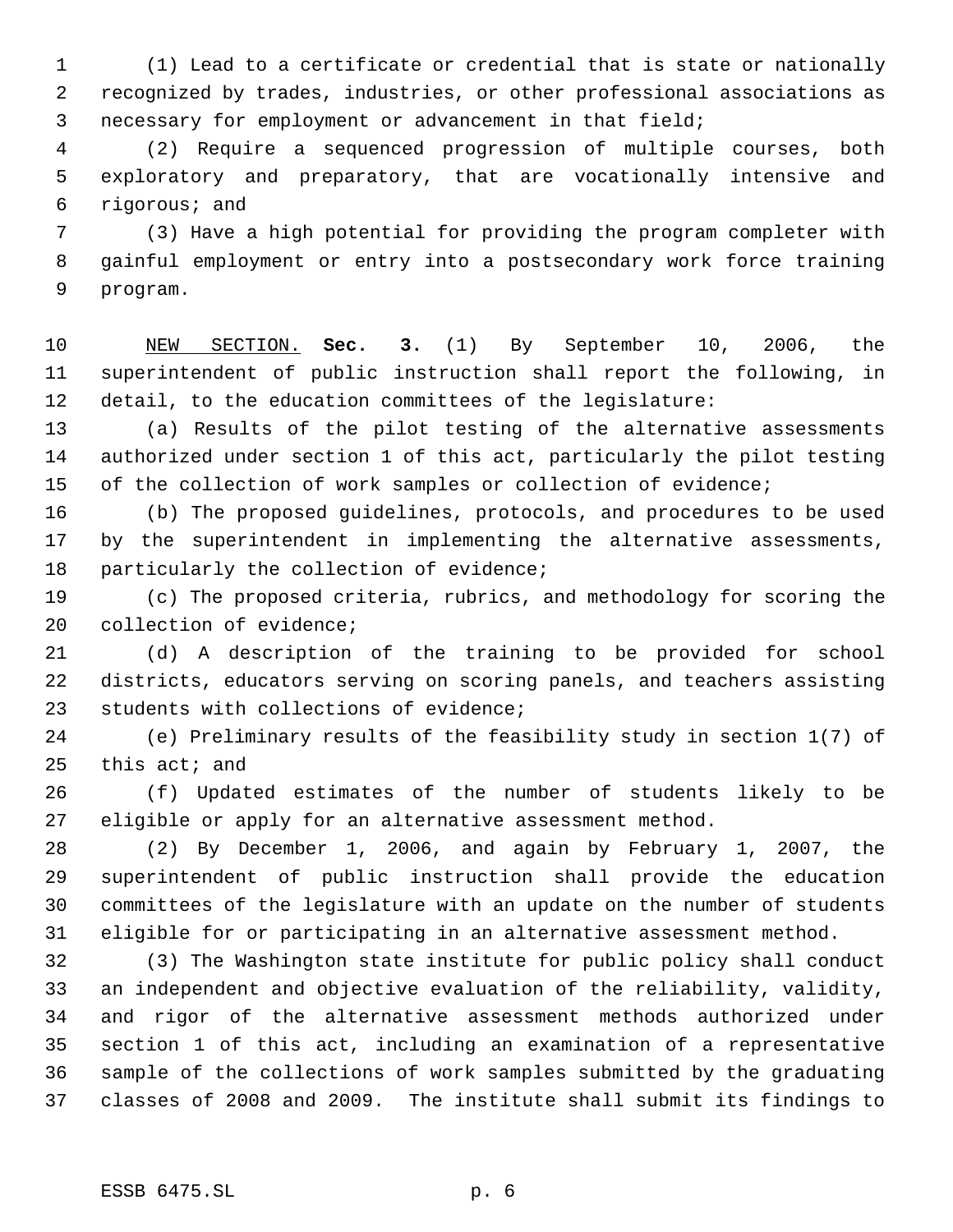(1) Lead to a certificate or credential that is state or nationally recognized by trades, industries, or other professional associations as necessary for employment or advancement in that field;

(2) Require a sequenced progression of multiple courses, both exploratory and preparatory, that are vocationally intensive and rigorous; and

(3) Have a high potential for providing the program completer with gainful employment or entry into a postsecondary work force training program.

NEW SECTION. **Sec. 3.** (1) By September 10, 2006, the superintendent of public instruction shall report the following, in detail, to the education committees of the legislature:

(a) Results of the pilot testing of the alternative assessments authorized under section 1 of this act, particularly the pilot testing of the collection of work samples or collection of evidence;

(b) The proposed guidelines, protocols, and procedures to be used by the superintendent in implementing the alternative assessments, particularly the collection of evidence;

(c) The proposed criteria, rubrics, and methodology for scoring the collection of evidence;

(d) A description of the training to be provided for school districts, educators serving on scoring panels, and teachers assisting students with collections of evidence;

(e) Preliminary results of the feasibility study in section 1(7) of this act; and

(f) Updated estimates of the number of students likely to be eligible or apply for an alternative assessment method.

(2) By December 1, 2006, and again by February 1, 2007, the superintendent of public instruction shall provide the education committees of the legislature with an update on the number of students eligible for or participating in an alternative assessment method.

(3) The Washington state institute for public policy shall conduct an independent and objective evaluation of the reliability, validity, and rigor of the alternative assessment methods authorized under section 1 of this act, including an examination of a representative sample of the collections of work samples submitted by the graduating classes of 2008 and 2009. The institute shall submit its findings to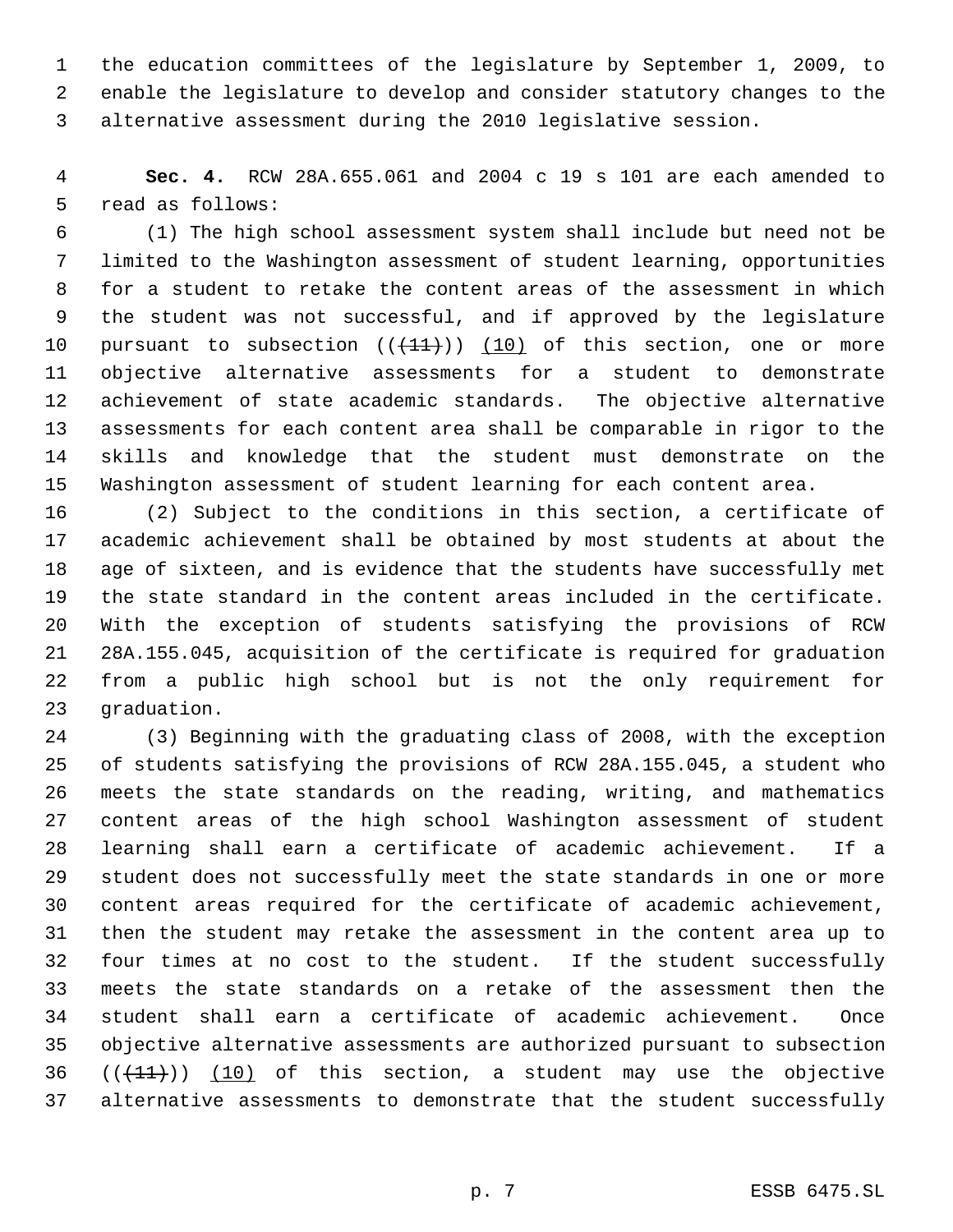the education committees of the legislature by September 1, 2009, to enable the legislature to develop and consider statutory changes to the alternative assessment during the 2010 legislative session.

**Sec. 4.** RCW 28A.655.061 and 2004 c 19 s 101 are each amended to read as follows:

(1) The high school assessment system shall include but need not be limited to the Washington assessment of student learning, opportunities for a student to retake the content areas of the assessment in which the student was not successful, and if approved by the legislature pursuant to subsection ((~~(11)~~)) (10) of this section, one or more objective alternative assessments for a student to demonstrate achievement of state academic standards. The objective alternative assessments for each content area shall be comparable in rigor to the skills and knowledge that the student must demonstrate on the Washington assessment of student learning for each content area.

(2) Subject to the conditions in this section, a certificate of academic achievement shall be obtained by most students at about the age of sixteen, and is evidence that the students have successfully met the state standard in the content areas included in the certificate. With the exception of students satisfying the provisions of RCW 28A.155.045, acquisition of the certificate is required for graduation from a public high school but is not the only requirement for graduation.

(3) Beginning with the graduating class of 2008, with the exception of students satisfying the provisions of RCW 28A.155.045, a student who meets the state standards on the reading, writing, and mathematics content areas of the high school Washington assessment of student learning shall earn a certificate of academic achievement. If a student does not successfully meet the state standards in one or more content areas required for the certificate of academic achievement, then the student may retake the assessment in the content area up to four times at no cost to the student. If the student successfully meets the state standards on a retake of the assessment then the student shall earn a certificate of academic achievement. Once objective alternative assessments are authorized pursuant to subsection ((~~(11)~~)) (10) of this section, a student may use the objective alternative assessments to demonstrate that the student successfully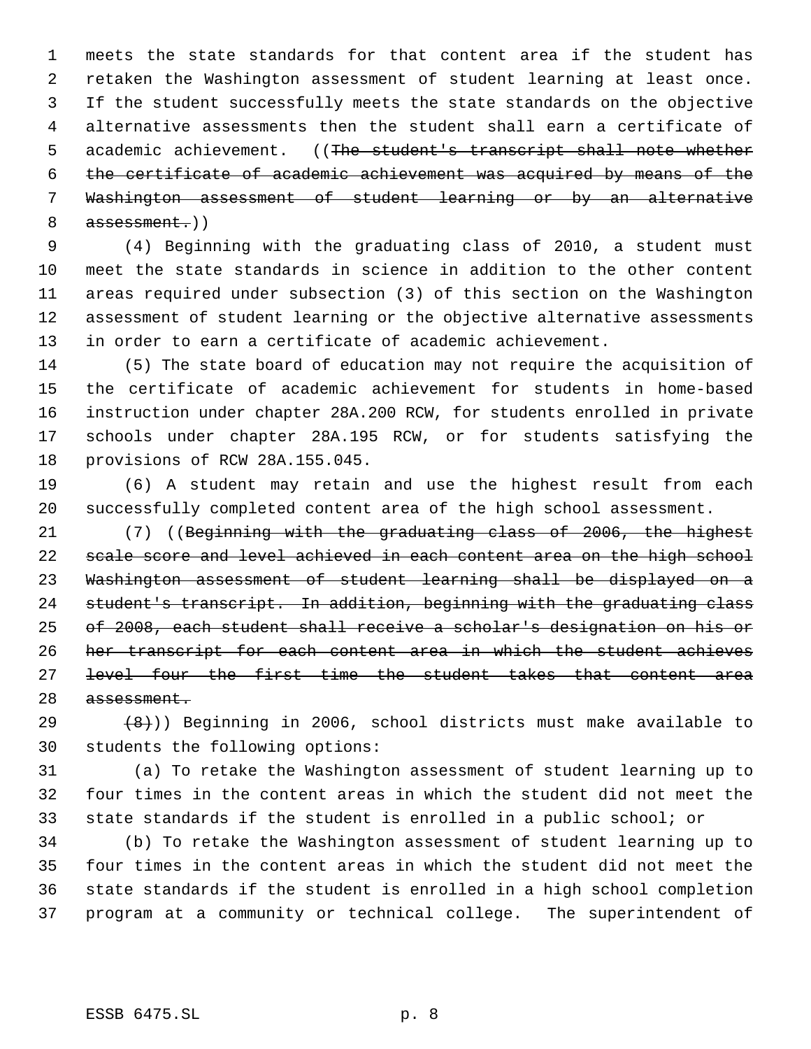meets the state standards for that content area if the student has retaken the Washington assessment of student learning at least once. If the student successfully meets the state standards on the objective alternative assessments then the student shall earn a certificate of academic achievement. ((~~The student's transcript shall note whether the certificate of academic achievement was acquired by means of the Washington assessment of student learning or by an alternative assessment.~~))

(4) Beginning with the graduating class of 2010, a student must meet the state standards in science in addition to the other content areas required under subsection (3) of this section on the Washington assessment of student learning or the objective alternative assessments in order to earn a certificate of academic achievement.

(5) The state board of education may not require the acquisition of the certificate of academic achievement for students in home-based instruction under chapter 28A.200 RCW, for students enrolled in private schools under chapter 28A.195 RCW, or for students satisfying the provisions of RCW 28A.155.045.

(6) A student may retain and use the highest result from each successfully completed content area of the high school assessment.

(7) ((~~Beginning with the graduating class of 2006, the highest scale score and level achieved in each content area on the high school Washington assessment of student learning shall be displayed on a student's transcript. In addition, beginning with the graduating class of 2008, each student shall receive a scholar's designation on his or her transcript for each content area in which the student achieves level four the first time the student takes that content area assessment.~~

~~(8)~~)) Beginning in 2006, school districts must make available to students the following options:

(a) To retake the Washington assessment of student learning up to four times in the content areas in which the student did not meet the state standards if the student is enrolled in a public school; or

(b) To retake the Washington assessment of student learning up to four times in the content areas in which the student did not meet the state standards if the student is enrolled in a high school completion program at a community or technical college. The superintendent of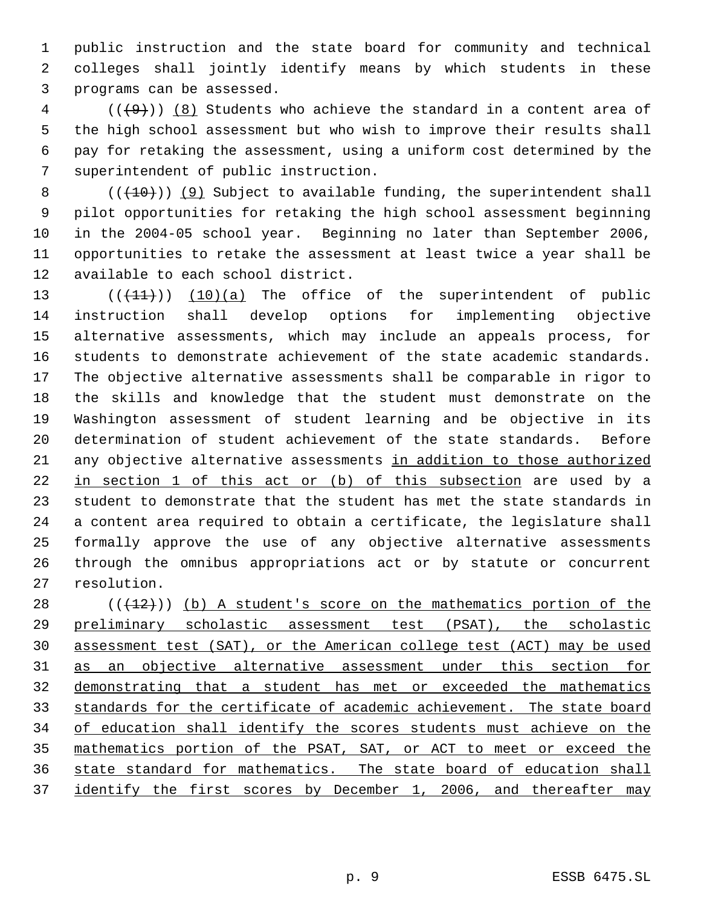public instruction and the state board for community and technical colleges shall jointly identify means by which students in these programs can be assessed.

(((9))) (8) Students who achieve the standard in a content area of the high school assessment but who wish to improve their results shall pay for retaking the assessment, using a uniform cost determined by the superintendent of public instruction.

(((10))) (9) Subject to available funding, the superintendent shall pilot opportunities for retaking the high school assessment beginning in the 2004-05 school year. Beginning no later than September 2006, opportunities to retake the assessment at least twice a year shall be available to each school district.

(((11))) (10)(a) The office of the superintendent of public instruction shall develop options for implementing objective alternative assessments, which may include an appeals process, for students to demonstrate achievement of the state academic standards. The objective alternative assessments shall be comparable in rigor to the skills and knowledge that the student must demonstrate on the Washington assessment of student learning and be objective in its determination of student achievement of the state standards. Before any objective alternative assessments in addition to those authorized in section 1 of this act or (b) of this subsection are used by a student to demonstrate that the student has met the state standards in a content area required to obtain a certificate, the legislature shall formally approve the use of any objective alternative assessments through the omnibus appropriations act or by statute or concurrent resolution.

(((12))) (b) A student's score on the mathematics portion of the preliminary scholastic assessment test (PSAT), the scholastic assessment test (SAT), or the American college test (ACT) may be used as an objective alternative assessment under this section for demonstrating that a student has met or exceeded the mathematics standards for the certificate of academic achievement. The state board of education shall identify the scores students must achieve on the mathematics portion of the PSAT, SAT, or ACT to meet or exceed the state standard for mathematics. The state board of education shall identify the first scores by December 1, 2006, and thereafter may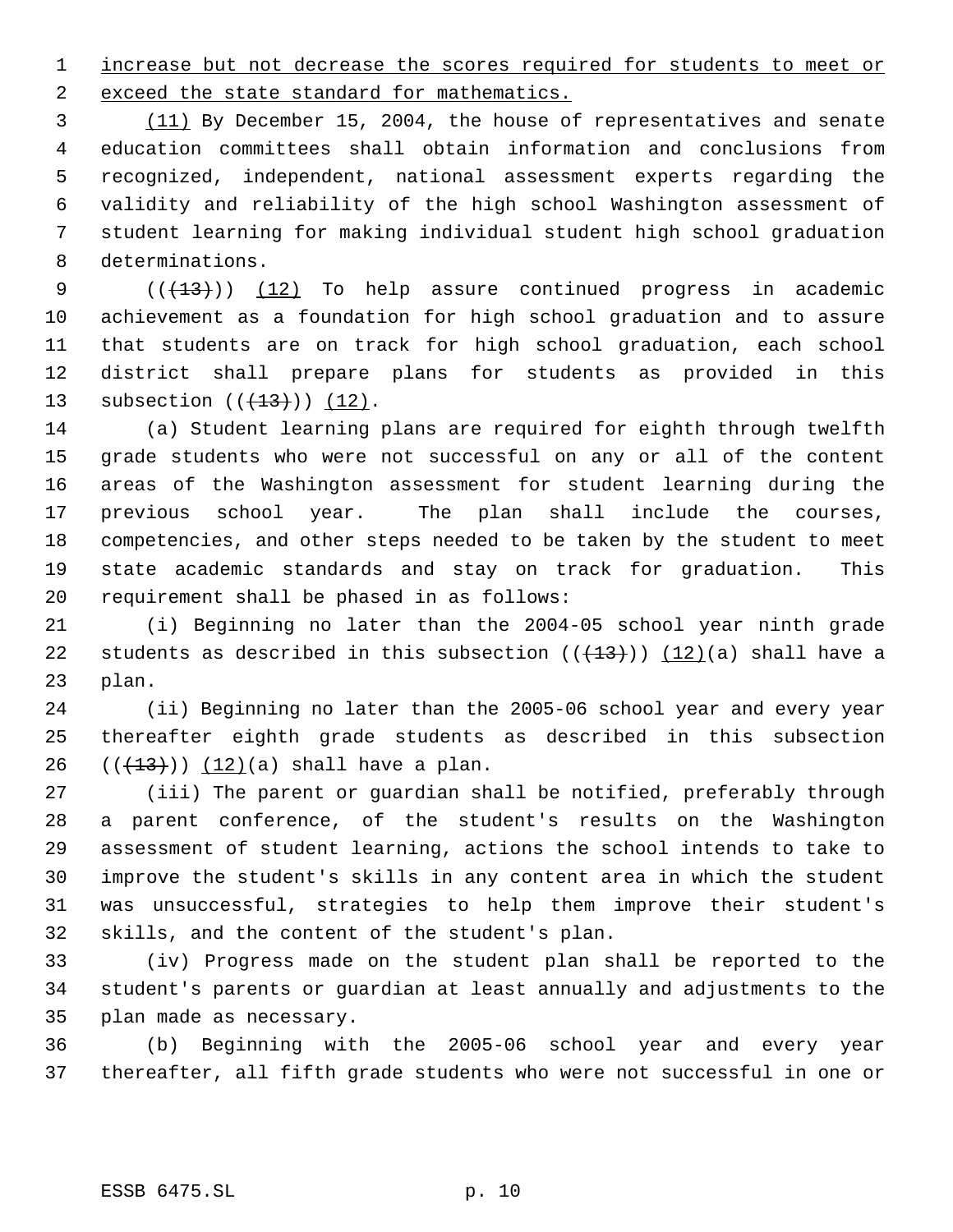increase but not decrease the scores required for students to meet or exceed the state standard for mathematics.

(11) By December 15, 2004, the house of representatives and senate education committees shall obtain information and conclusions from recognized, independent, national assessment experts regarding the validity and reliability of the high school Washington assessment of student learning for making individual student high school graduation determinations.

(((13))) (12) To help assure continued progress in academic achievement as a foundation for high school graduation and to assure that students are on track for high school graduation, each school district shall prepare plans for students as provided in this subsection (((13))) (12).

(a) Student learning plans are required for eighth through twelfth grade students who were not successful on any or all of the content areas of the Washington assessment for student learning during the previous school year. The plan shall include the courses, competencies, and other steps needed to be taken by the student to meet state academic standards and stay on track for graduation. This requirement shall be phased in as follows:

(i) Beginning no later than the 2004-05 school year ninth grade students as described in this subsection (((13))) (12)(a) shall have a plan.

(ii) Beginning no later than the 2005-06 school year and every year thereafter eighth grade students as described in this subsection (((13))) (12)(a) shall have a plan.

(iii) The parent or guardian shall be notified, preferably through a parent conference, of the student's results on the Washington assessment of student learning, actions the school intends to take to improve the student's skills in any content area in which the student was unsuccessful, strategies to help them improve their student's skills, and the content of the student's plan.

(iv) Progress made on the student plan shall be reported to the student's parents or guardian at least annually and adjustments to the plan made as necessary.

(b) Beginning with the 2005-06 school year and every year thereafter, all fifth grade students who were not successful in one or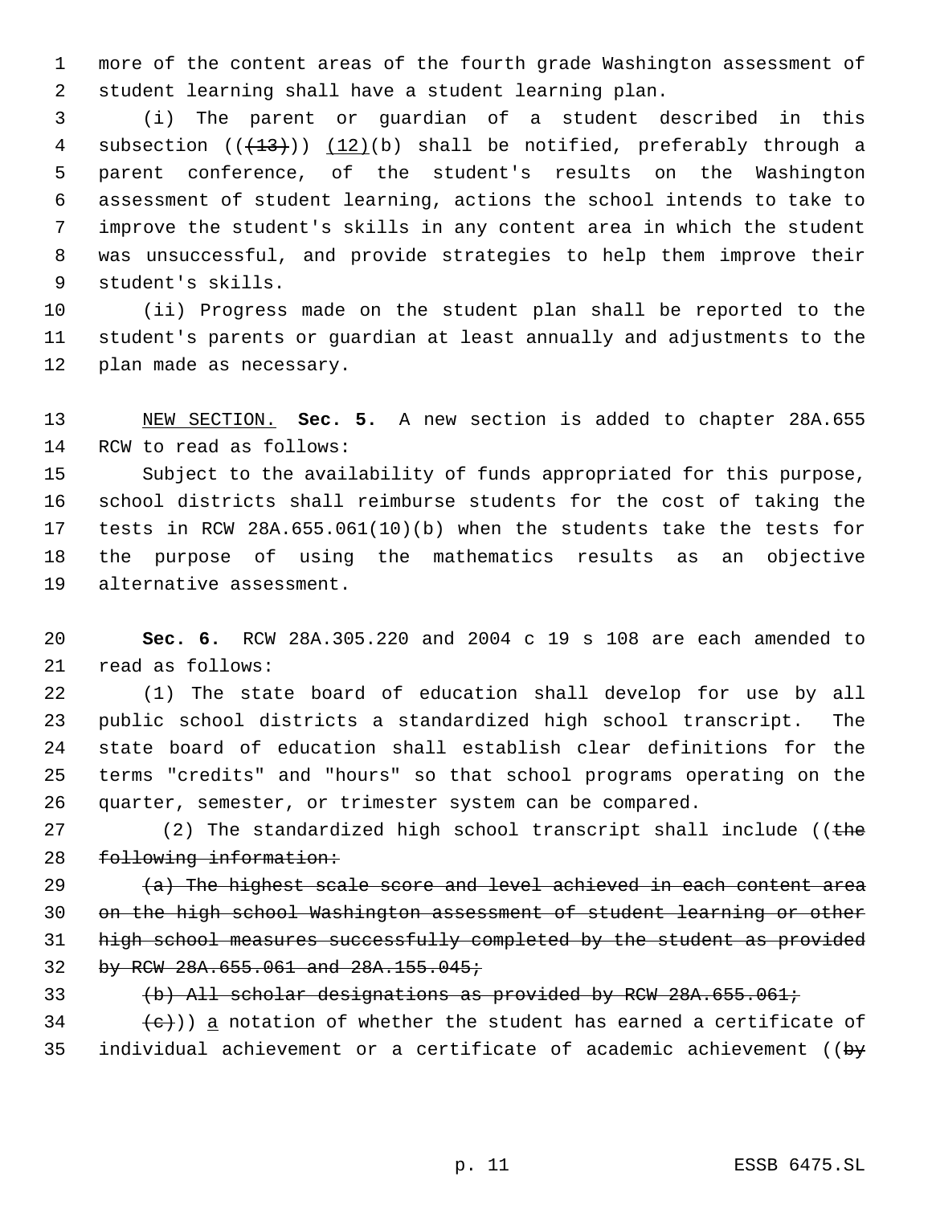more of the content areas of the fourth grade Washington assessment of student learning shall have a student learning plan.

(i) The parent or guardian of a student described in this subsection ((~~(13)~~)) <u>(12)</u>(b) shall be notified, preferably through a parent conference, of the student's results on the Washington assessment of student learning, actions the school intends to take to improve the student's skills in any content area in which the student was unsuccessful, and provide strategies to help them improve their student's skills.

(ii) Progress made on the student plan shall be reported to the student's parents or guardian at least annually and adjustments to the plan made as necessary.

<u>NEW SECTION.</u> **Sec. 5.** A new section is added to chapter 28A.655 RCW to read as follows:

Subject to the availability of funds appropriated for this purpose, school districts shall reimburse students for the cost of taking the tests in RCW 28A.655.061(10)(b) when the students take the tests for the purpose of using the mathematics results as an objective alternative assessment.

**Sec. 6.** RCW 28A.305.220 and 2004 c 19 s 108 are each amended to read as follows:

(1) The state board of education shall develop for use by all public school districts a standardized high school transcript. The state board of education shall establish clear definitions for the terms "credits" and "hours" so that school programs operating on the quarter, semester, or trimester system can be compared.

(2) The standardized high school transcript shall include ((~~the following information:~~

~~(a) The highest scale score and level achieved in each content area on the high school Washington assessment of student learning or other high school measures successfully completed by the student as provided by RCW 28A.655.061 and 28A.155.045;~~

~~(b) All scholar designations as provided by RCW 28A.655.061;~~

~~(c)~~)) <u>a</u> notation of whether the student has earned a certificate of individual achievement or a certificate of academic achievement ((~~by~~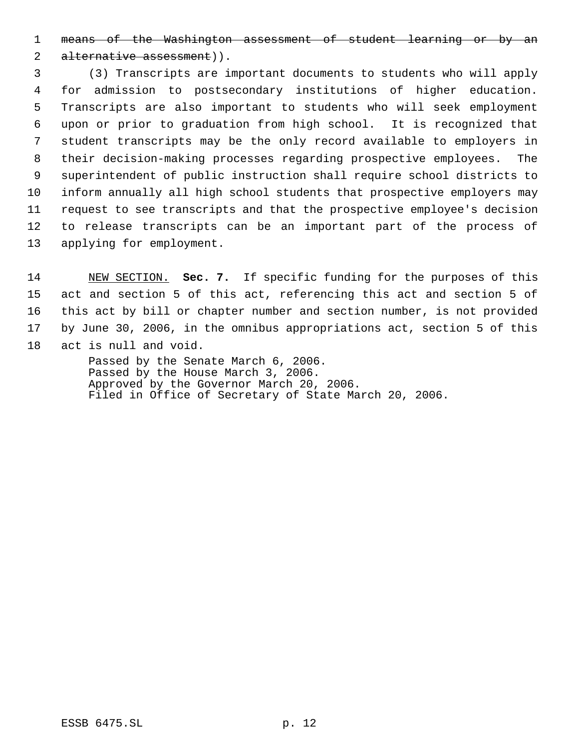~~means of the Washington assessment of student learning or by an alternative assessment~~)).

(3) Transcripts are important documents to students who will apply for admission to postsecondary institutions of higher education. Transcripts are also important to students who will seek employment upon or prior to graduation from high school. It is recognized that student transcripts may be the only record available to employers in their decision-making processes regarding prospective employees. The superintendent of public instruction shall require school districts to inform annually all high school students that prospective employers may request to see transcripts and that the prospective employee's decision to release transcripts can be an important part of the process of applying for employment.

NEW SECTION. **Sec. 7.** If specific funding for the purposes of this act and section 5 of this act, referencing this act and section 5 of this act by bill or chapter number and section number, is not provided by June 30, 2006, in the omnibus appropriations act, section 5 of this act is null and void.

Passed by the Senate March 6, 2006.
Passed by the House March 3, 2006.
Approved by the Governor March 20, 2006.
Filed in Office of Secretary of State March 20, 2006.